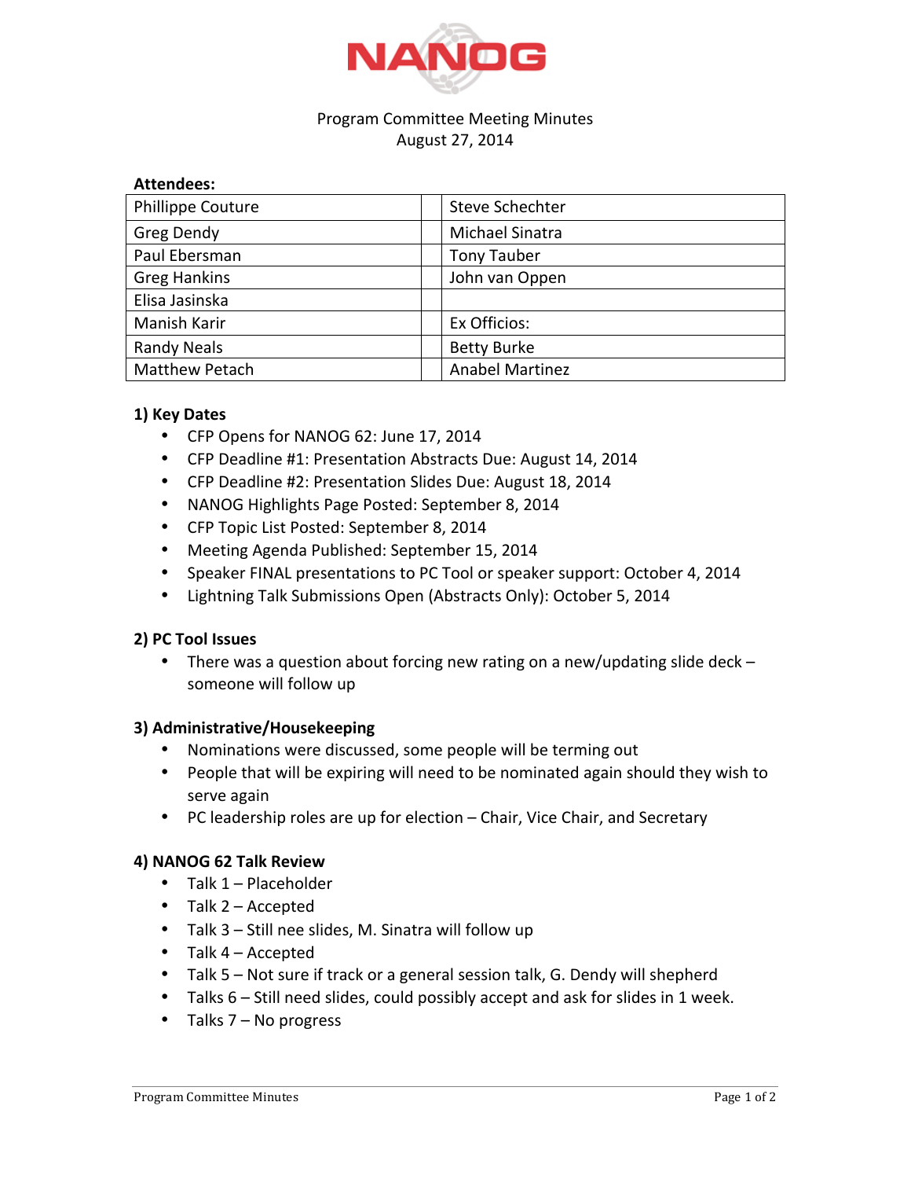# NANOG

Program Committee Meeting Minutes
August 27, 2014

**Attendees:**

| | | |
|---|---|---|
| Phillippe Couture | | Steve Schechter |
| Greg Dendy | | Michael Sinatra |
| Paul Ebersman | | Tony Tauber |
| Greg Hankins | | John van Oppen |
| Elisa Jasinska | | |
| Manish Karir | | Ex Officios: |
| Randy Neals | | Betty Burke |
| Matthew Petach | | Anabel Martinez |

### 1) Key Dates

- CFP Opens for NANOG 62: June 17, 2014
- CFP Deadline #1: Presentation Abstracts Due: August 14, 2014
- CFP Deadline #2: Presentation Slides Due: August 18, 2014
- NANOG Highlights Page Posted: September 8, 2014
- CFP Topic List Posted: September 8, 2014
- Meeting Agenda Published: September 15, 2014
- Speaker FINAL presentations to PC Tool or speaker support: October 4, 2014
- Lightning Talk Submissions Open (Abstracts Only): October 5, 2014

### 2) PC Tool Issues

- There was a question about forcing new rating on a new/updating slide deck – someone will follow up

### 3) Administrative/Housekeeping

- Nominations were discussed, some people will be terming out
- People that will be expiring will need to be nominated again should they wish to serve again
- PC leadership roles are up for election – Chair, Vice Chair, and Secretary

### 4) NANOG 62 Talk Review

- Talk 1 – Placeholder
- Talk 2 – Accepted
- Talk 3 – Still nee slides, M. Sinatra will follow up
- Talk 4 – Accepted
- Talk 5 – Not sure if track or a general session talk, G. Dendy will shepherd
- Talks 6 – Still need slides, could possibly accept and ask for slides in 1 week.
- Talks 7 – No progress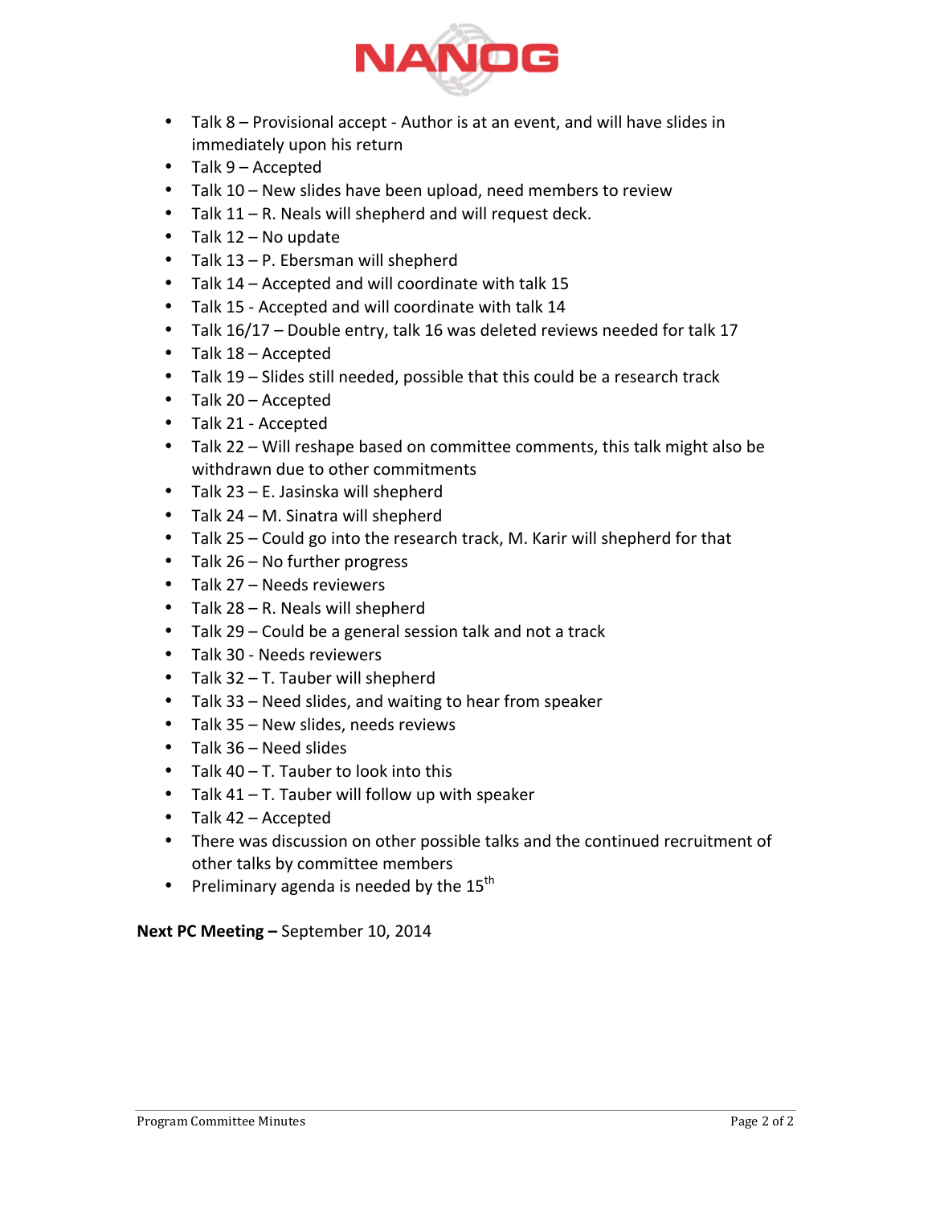- Talk 8 – Provisional accept - Author is at an event, and will have slides in immediately upon his return
- Talk 9 – Accepted
- Talk 10 – New slides have been upload, need members to review
- Talk 11 – R. Neals will shepherd and will request deck.
- Talk 12 – No update
- Talk 13 – P. Ebersman will shepherd
- Talk 14 – Accepted and will coordinate with talk 15
- Talk 15 - Accepted and will coordinate with talk 14
- Talk 16/17 – Double entry, talk 16 was deleted reviews needed for talk 17
- Talk 18 – Accepted
- Talk 19 – Slides still needed, possible that this could be a research track
- Talk 20 – Accepted
- Talk 21 - Accepted
- Talk 22 – Will reshape based on committee comments, this talk might also be withdrawn due to other commitments
- Talk 23 – E. Jasinska will shepherd
- Talk 24 – M. Sinatra will shepherd
- Talk 25 – Could go into the research track, M. Karir will shepherd for that
- Talk 26 – No further progress
- Talk 27 – Needs reviewers
- Talk 28 – R. Neals will shepherd
- Talk 29 – Could be a general session talk and not a track
- Talk 30 - Needs reviewers
- Talk 32 – T. Tauber will shepherd
- Talk 33 – Need slides, and waiting to hear from speaker
- Talk 35 – New slides, needs reviews
- Talk 36 – Need slides
- Talk 40 – T. Tauber to look into this
- Talk 41 – T. Tauber will follow up with speaker
- Talk 42 – Accepted
- There was discussion on other possible talks and the continued recruitment of other talks by committee members
- Preliminary agenda is needed by the 15th

**Next PC Meeting –** September 10, 2014